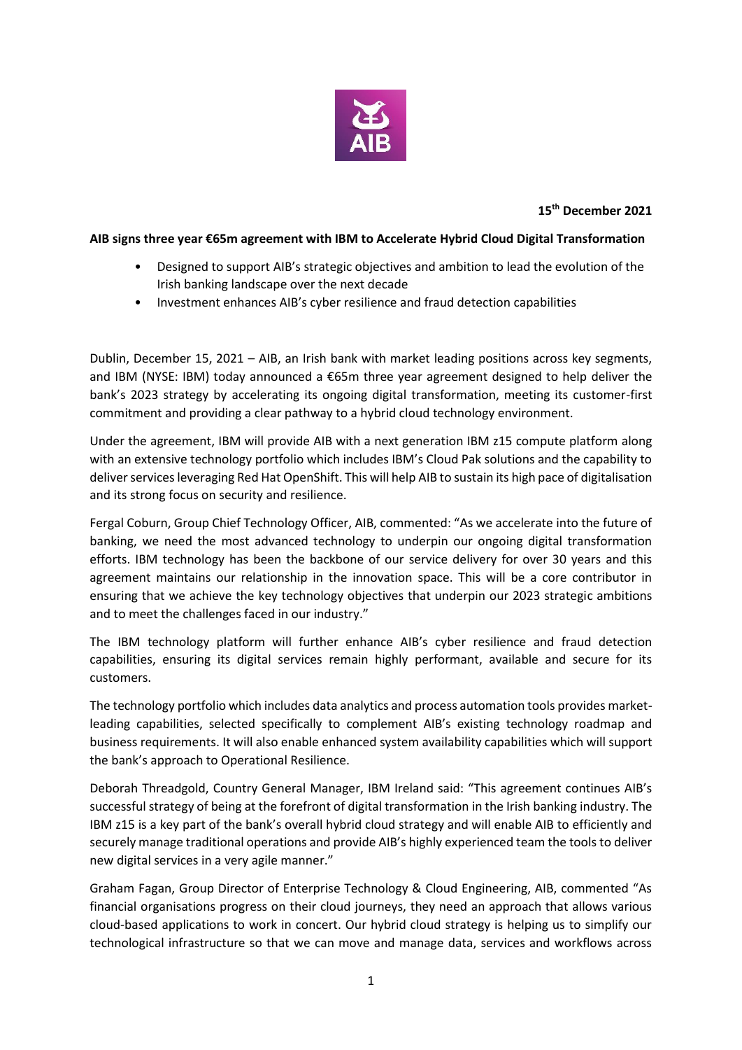15th December 2021

**AIB signs three year €65m agreement with IBM to Accelerate Hybrid Cloud Digital Transformation**

- Designed to support AIB's strategic objectives and ambition to lead the evolution of the Irish banking landscape over the next decade
- Investment enhances AIB's cyber resilience and fraud detection capabilities

Dublin, December 15, 2021 – AIB, an Irish bank with market leading positions across key segments, and IBM (NYSE: IBM) today announced a €65m three year agreement designed to help deliver the bank's 2023 strategy by accelerating its ongoing digital transformation, meeting its customer-first commitment and providing a clear pathway to a hybrid cloud technology environment.

Under the agreement, IBM will provide AIB with a next generation IBM z15 compute platform along with an extensive technology portfolio which includes IBM's Cloud Pak solutions and the capability to deliver services leveraging Red Hat OpenShift. This will help AIB to sustain its high pace of digitalisation and its strong focus on security and resilience.

Fergal Coburn, Group Chief Technology Officer, AIB, commented: "As we accelerate into the future of banking, we need the most advanced technology to underpin our ongoing digital transformation efforts. IBM technology has been the backbone of our service delivery for over 30 years and this agreement maintains our relationship in the innovation space. This will be a core contributor in ensuring that we achieve the key technology objectives that underpin our 2023 strategic ambitions and to meet the challenges faced in our industry."

The IBM technology platform will further enhance AIB's cyber resilience and fraud detection capabilities, ensuring its digital services remain highly performant, available and secure for its customers.

The technology portfolio which includes data analytics and process automation tools provides market-leading capabilities, selected specifically to complement AIB's existing technology roadmap and business requirements. It will also enable enhanced system availability capabilities which will support the bank's approach to Operational Resilience.

Deborah Threadgold, Country General Manager, IBM Ireland said: "This agreement continues AIB's successful strategy of being at the forefront of digital transformation in the Irish banking industry. The IBM z15 is a key part of the bank's overall hybrid cloud strategy and will enable AIB to efficiently and securely manage traditional operations and provide AIB's highly experienced team the tools to deliver new digital services in a very agile manner."

Graham Fagan, Group Director of Enterprise Technology & Cloud Engineering, AIB, commented "As financial organisations progress on their cloud journeys, they need an approach that allows various cloud-based applications to work in concert. Our hybrid cloud strategy is helping us to simplify our technological infrastructure so that we can move and manage data, services and workflows across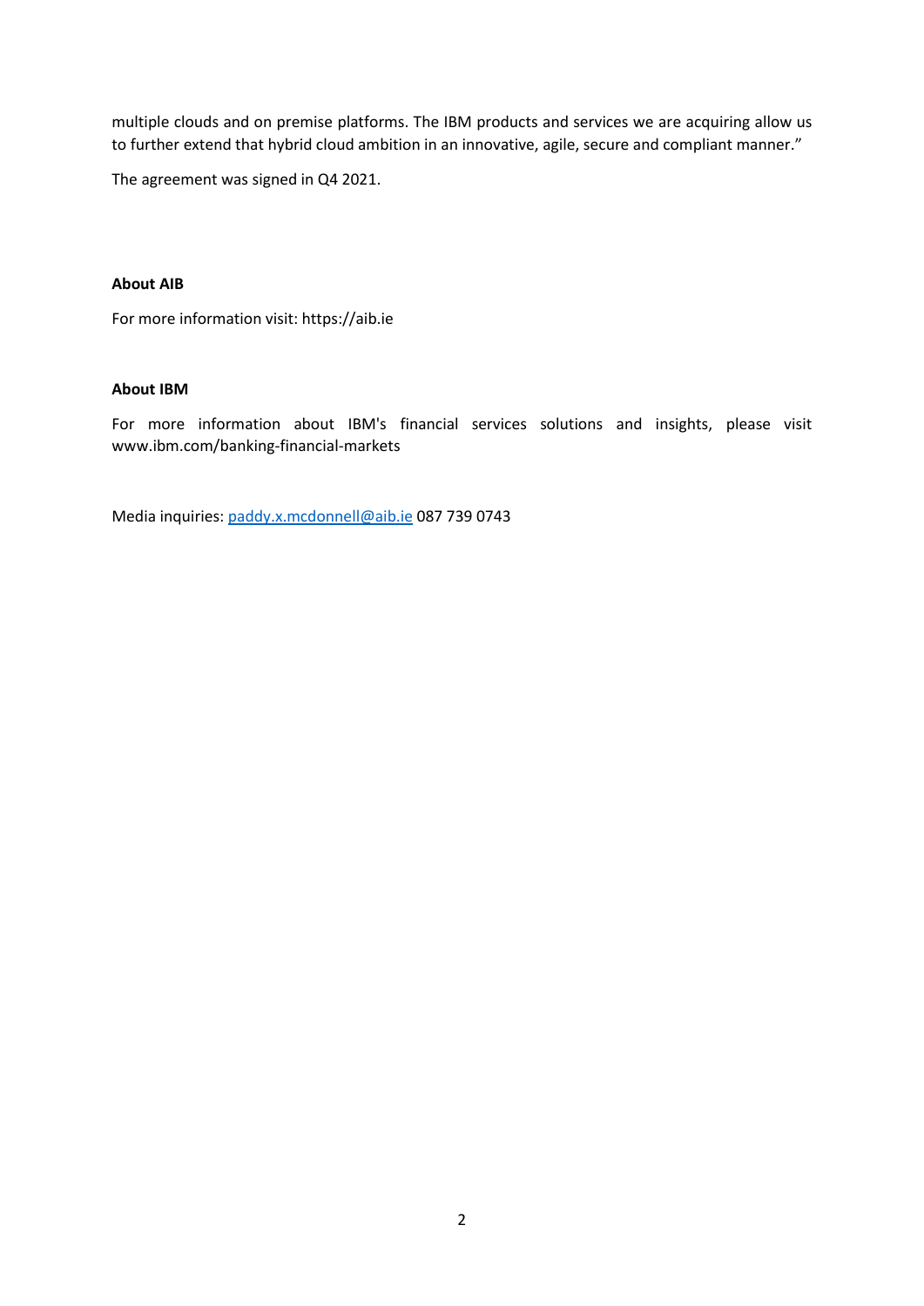multiple clouds and on premise platforms. The IBM products and services we are acquiring allow us to further extend that hybrid cloud ambition in an innovative, agile, secure and compliant manner."

The agreement was signed in Q4 2021.

**About AIB**

For more information visit: https://aib.ie

**About IBM**

For more information about IBM's financial services solutions and insights, please visit www.ibm.com/banking-financial-markets

Media inquiries: paddy.x.mcdonnell@aib.ie 087 739 0743